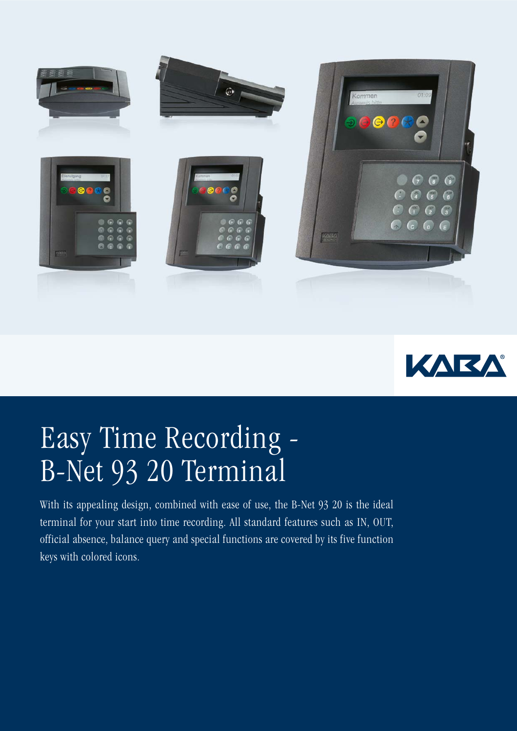KABA®

# Easy Time Recording - B-Net 93 20 Terminal

With its appealing design, combined with ease of use, the B-Net 93 20 is the ideal terminal for your start into time recording. All standard features such as IN, OUT, official absence, balance query and special functions are covered by its five function keys with colored icons.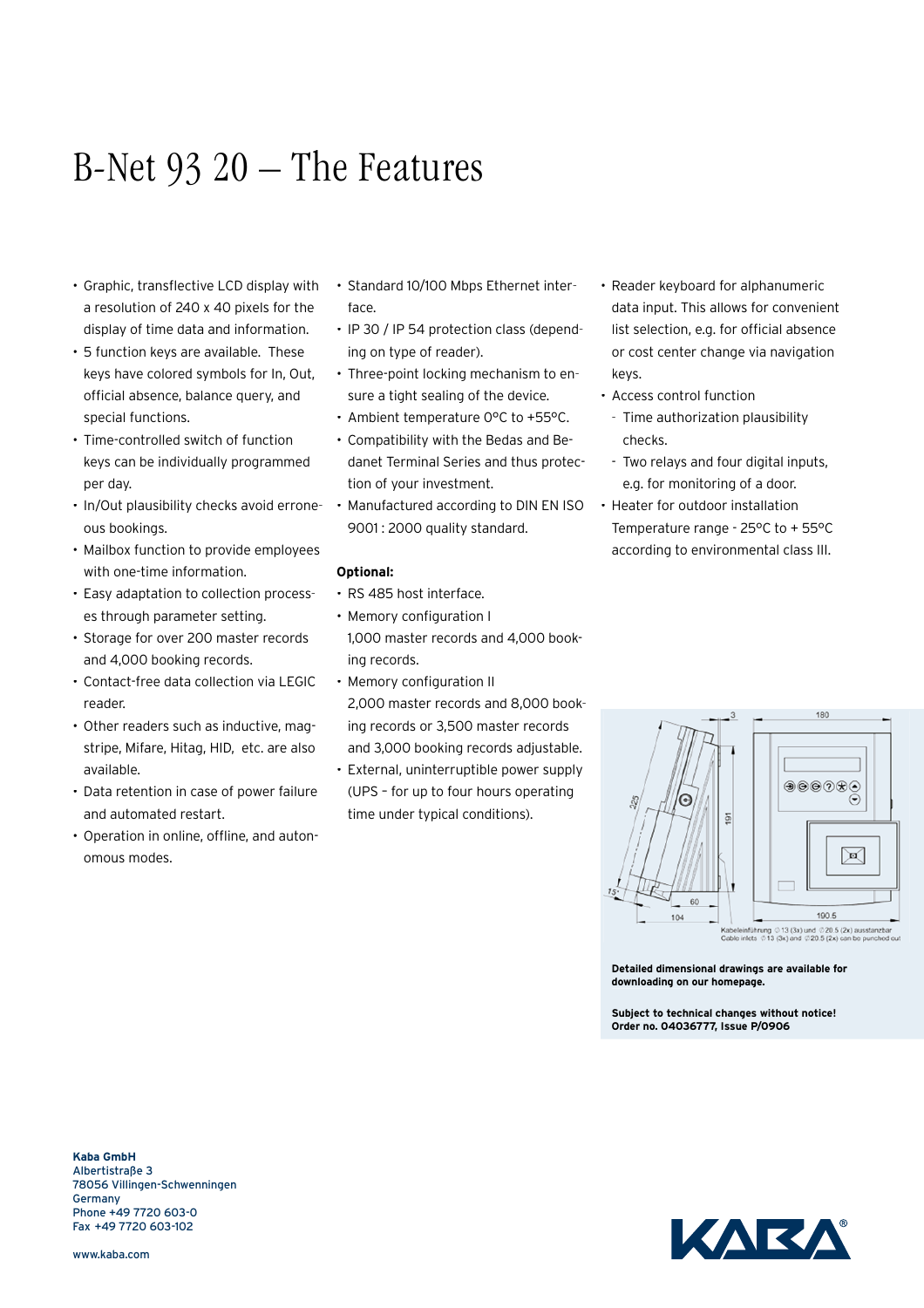# B-Net 93 20 – The Features

- Graphic, transflective LCD display with a resolution of 240 x 40 pixels for the display of time data and information.
- 5 function keys are available. These keys have colored symbols for In, Out, official absence, balance query, and special functions.
- Time-controlled switch of function keys can be individually programmed per day.
- In/Out plausibility checks avoid erroneous bookings.
- Mailbox function to provide employees with one-time information.
- Easy adaptation to collection processes through parameter setting.
- Storage for over 200 master records and 4,000 booking records.
- Contact-free data collection via LEGIC reader.
- Other readers such as inductive, magstripe, Mifare, Hitag, HID, etc. are also available.
- Data retention in case of power failure and automated restart.
- Operation in online, offline, and autonomous modes.
- Standard 10/100 Mbps Ethernet interface.
- IP 30 / IP 54 protection class (depending on type of reader).
- Three-point locking mechanism to ensure a tight sealing of the device.
- Ambient temperature 0°C to +55°C.
- Compatibility with the Bedas and Bedanet Terminal Series and thus protection of your investment.
- Manufactured according to DIN EN ISO 9001 : 2000 quality standard.

**Optional:**

- RS 485 host interface.
- Memory configuration I
  1,000 master records and 4,000 booking records.
- Memory configuration II
  2,000 master records and 8,000 booking records or 3,500 master records and 3,000 booking records adjustable.
- External, uninterruptible power supply (UPS – for up to four hours operating time under typical conditions).
- Reader keyboard for alphanumeric data input. This allows for convenient list selection, e.g. for official absence or cost center change via navigation keys.
- Access control function
  - Time authorization plausibility checks.
  - Two relays and four digital inputs, e.g. for monitoring of a door.
- Heater for outdoor installation
  Temperature range - 25°C to + 55°C according to environmental class III.

3
180
225
191
15°
60
104
190.5
Kabeleinführung ⌀13 (3x) und ⌀20.5 (2x) ausstanzbar
Cable inlets ⌀13 (3x) and ⌀20.5 (2x) can be punched out

**Detailed dimensional drawings are available for downloading on our homepage.**

**Subject to technical changes without notice!**
**Order no. 04036777, Issue P/0906**

**Kaba GmbH**
Albertistraße 3
78056 Villingen-Schwenningen
Germany
Phone +49 7720 603-0
Fax +49 7720 603-102

www.kaba.com

KABA®